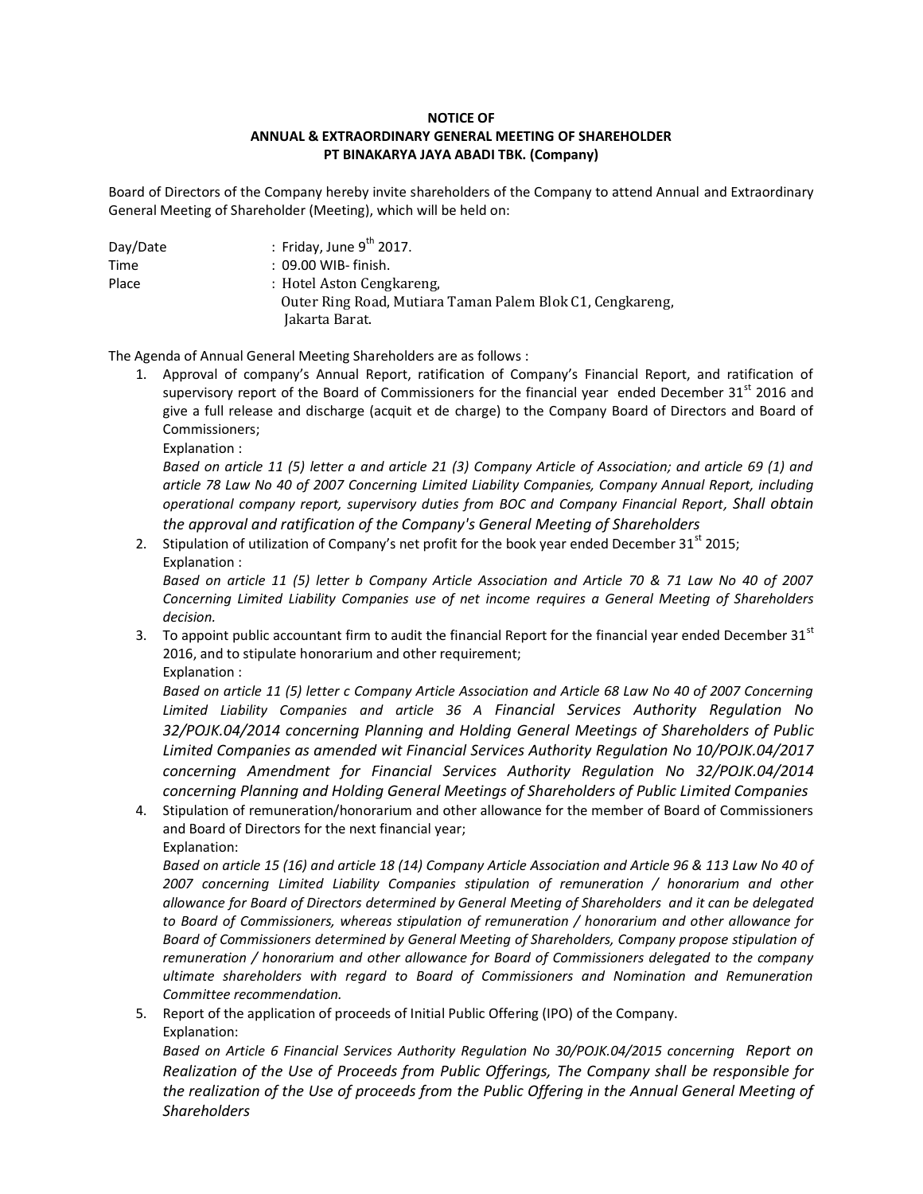**NOTICE OF**
**ANNUAL & EXTRAORDINARY GENERAL MEETING OF SHAREHOLDER**
**PT BINAKARYA JAYA ABADI TBK. (Company)**

Board of Directors of the Company hereby invite shareholders of the Company to attend Annual and Extraordinary General Meeting of Shareholder (Meeting), which will be held on:

Day/Date : Friday, June 9th 2017.
Time : 09.00 WIB- finish.
Place : Hotel Aston Cengkareng,
Outer Ring Road, Mutiara Taman Palem Blok C1, Cengkareng,
Jakarta Barat.

The Agenda of Annual General Meeting Shareholders are as follows :

1. Approval of company's Annual Report, ratification of Company's Financial Report, and ratification of supervisory report of the Board of Commissioners for the financial year ended December 31st 2016 and give a full release and discharge (acquit et de charge) to the Company Board of Directors and Board of Commissioners;
   Explanation :
   *Based on article 11 (5) letter a and article 21 (3) Company Article of Association; and article 69 (1) and article 78 Law No 40 of 2007 Concerning Limited Liability Companies, Company Annual Report, including operational company report, supervisory duties from BOC and Company Financial Report, Shall obtain the approval and ratification of the Company's General Meeting of Shareholders*
2. Stipulation of utilization of Company's net profit for the book year ended December 31st 2015;
   Explanation :
   *Based on article 11 (5) letter b Company Article Association and Article 70 & 71 Law No 40 of 2007 Concerning Limited Liability Companies use of net income requires a General Meeting of Shareholders decision.*
3. To appoint public accountant firm to audit the financial Report for the financial year ended December 31st 2016, and to stipulate honorarium and other requirement;
   Explanation :
   *Based on article 11 (5) letter c Company Article Association and Article 68 Law No 40 of 2007 Concerning Limited Liability Companies and article 36 A Financial Services Authority Regulation No 32/POJK.04/2014 concerning Planning and Holding General Meetings of Shareholders of Public Limited Companies as amended wit Financial Services Authority Regulation No 10/POJK.04/2017 concerning Amendment for Financial Services Authority Regulation No 32/POJK.04/2014 concerning Planning and Holding General Meetings of Shareholders of Public Limited Companies*
4. Stipulation of remuneration/honorarium and other allowance for the member of Board of Commissioners and Board of Directors for the next financial year;
   Explanation:
   *Based on article 15 (16) and article 18 (14) Company Article Association and Article 96 & 113 Law No 40 of 2007 concerning Limited Liability Companies stipulation of remuneration / honorarium and other allowance for Board of Directors determined by General Meeting of Shareholders and it can be delegated to Board of Commissioners, whereas stipulation of remuneration / honorarium and other allowance for Board of Commissioners determined by General Meeting of Shareholders, Company propose stipulation of remuneration / honorarium and other allowance for Board of Commissioners delegated to the company ultimate shareholders with regard to Board of Commissioners and Nomination and Remuneration Committee recommendation.*
5. Report of the application of proceeds of Initial Public Offering (IPO) of the Company.
   Explanation:
   *Based on Article 6 Financial Services Authority Regulation No 30/POJK.04/2015 concerning Report on Realization of the Use of Proceeds from Public Offerings, The Company shall be responsible for the realization of the Use of proceeds from the Public Offering in the Annual General Meeting of Shareholders*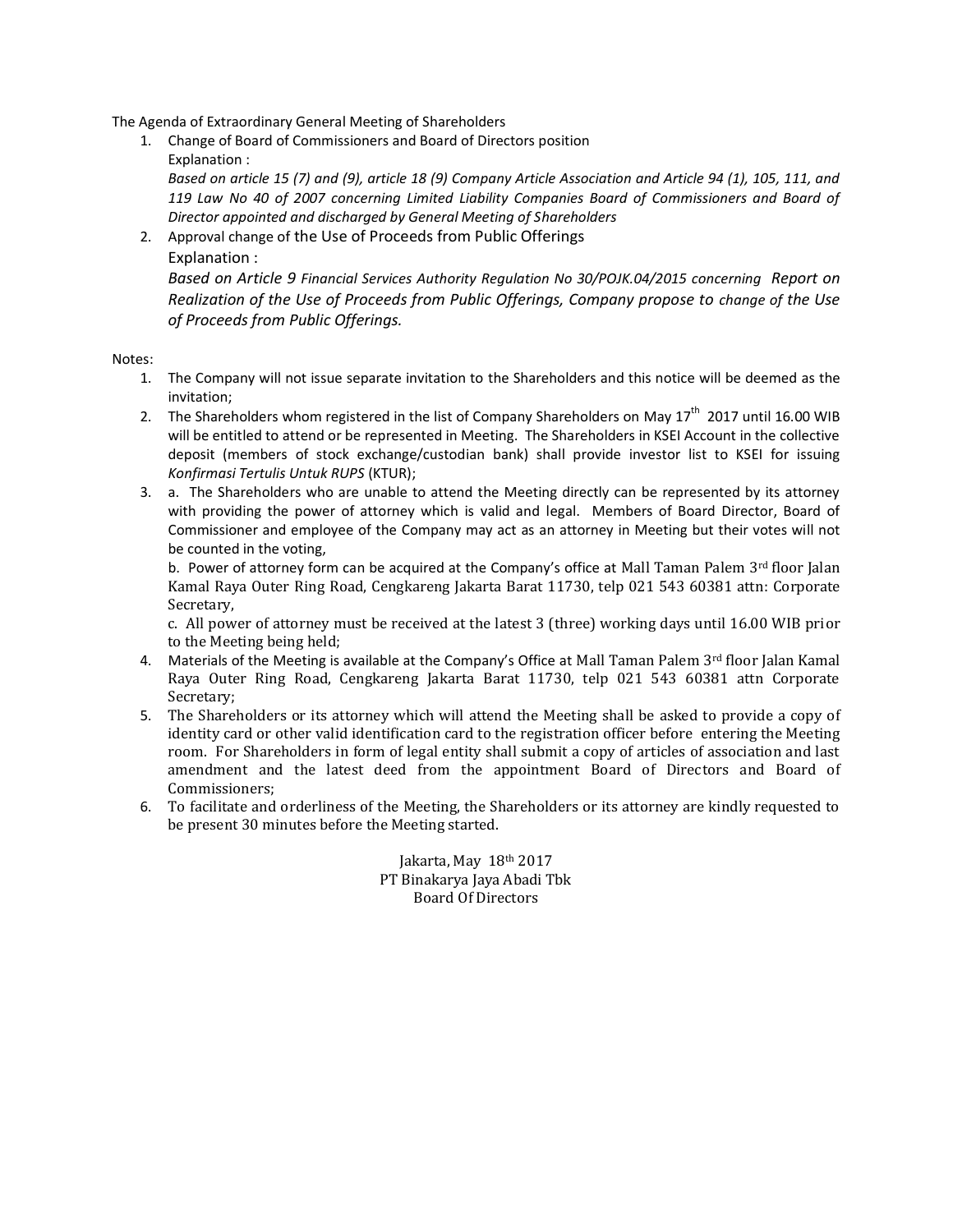The Agenda of Extraordinary General Meeting of Shareholders

1. Change of Board of Commissioners and Board of Directors position
   Explanation :
   *Based on article 15 (7) and (9), article 18 (9) Company Article Association and Article 94 (1), 105, 111, and 119 Law No 40 of 2007 concerning Limited Liability Companies Board of Commissioners and Board of Director appointed and discharged by General Meeting of Shareholders*
2. Approval change of the Use of Proceeds from Public Offerings
   Explanation :
   *Based on Article 9 Financial Services Authority Regulation No 30/POJK.04/2015 concerning Report on Realization of the Use of Proceeds from Public Offerings, Company propose to change of the Use of Proceeds from Public Offerings.*

Notes:

1. The Company will not issue separate invitation to the Shareholders and this notice will be deemed as the invitation;
2. The Shareholders whom registered in the list of Company Shareholders on May 17th 2017 until 16.00 WIB will be entitled to attend or be represented in Meeting. The Shareholders in KSEI Account in the collective deposit (members of stock exchange/custodian bank) shall provide investor list to KSEI for issuing *Konfirmasi Tertulis Untuk RUPS* (KTUR);
3. a. The Shareholders who are unable to attend the Meeting directly can be represented by its attorney with providing the power of attorney which is valid and legal. Members of Board Director, Board of Commissioner and employee of the Company may act as an attorney in Meeting but their votes will not be counted in the voting,
   b. Power of attorney form can be acquired at the Company's office at Mall Taman Palem 3rd floor Jalan Kamal Raya Outer Ring Road, Cengkareng Jakarta Barat 11730, telp 021 543 60381 attn: Corporate Secretary,
   c. All power of attorney must be received at the latest 3 (three) working days until 16.00 WIB prior to the Meeting being held;
4. Materials of the Meeting is available at the Company's Office at Mall Taman Palem 3rd floor Jalan Kamal Raya Outer Ring Road, Cengkareng Jakarta Barat 11730, telp 021 543 60381 attn Corporate Secretary;
5. The Shareholders or its attorney which will attend the Meeting shall be asked to provide a copy of identity card or other valid identification card to the registration officer before entering the Meeting room. For Shareholders in form of legal entity shall submit a copy of articles of association and last amendment and the latest deed from the appointment Board of Directors and Board of Commissioners;
6. To facilitate and orderliness of the Meeting, the Shareholders or its attorney are kindly requested to be present 30 minutes before the Meeting started.

Jakarta, May 18th 2017
PT Binakarya Jaya Abadi Tbk
Board Of Directors